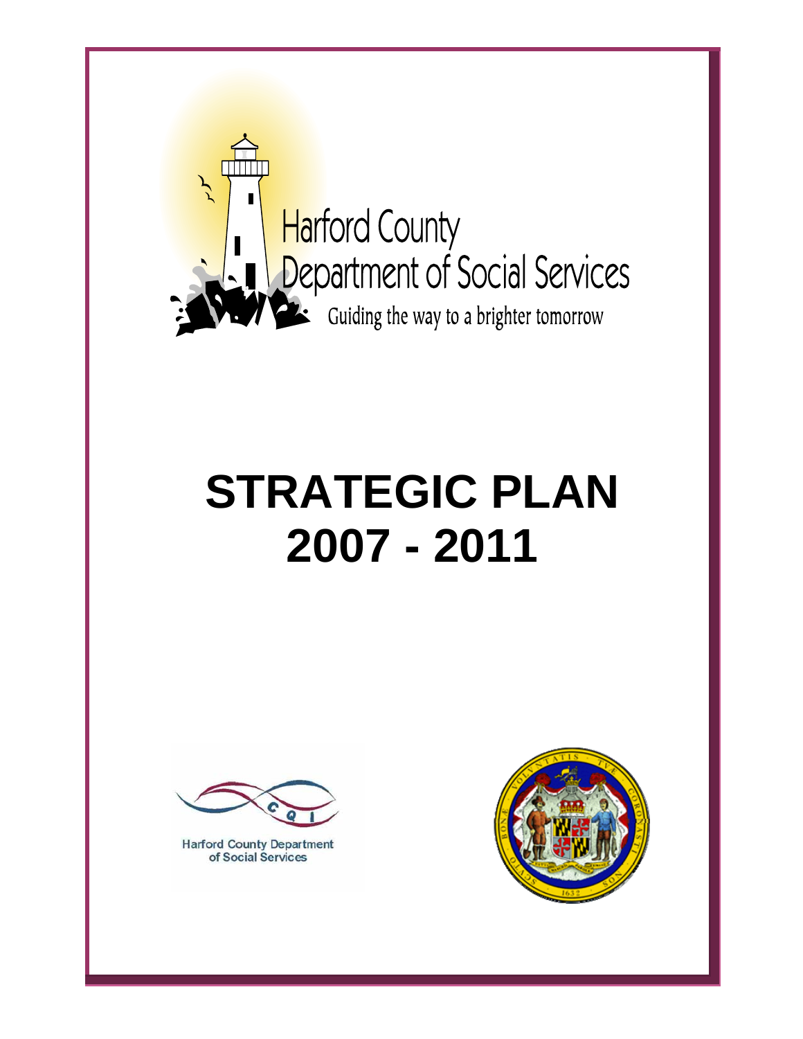Harford County
Department of Social Services
Guiding the way to a brighter tomorrow

# STRATEGIC PLAN 2007 - 2011

CQI

Harford County Department of Social Services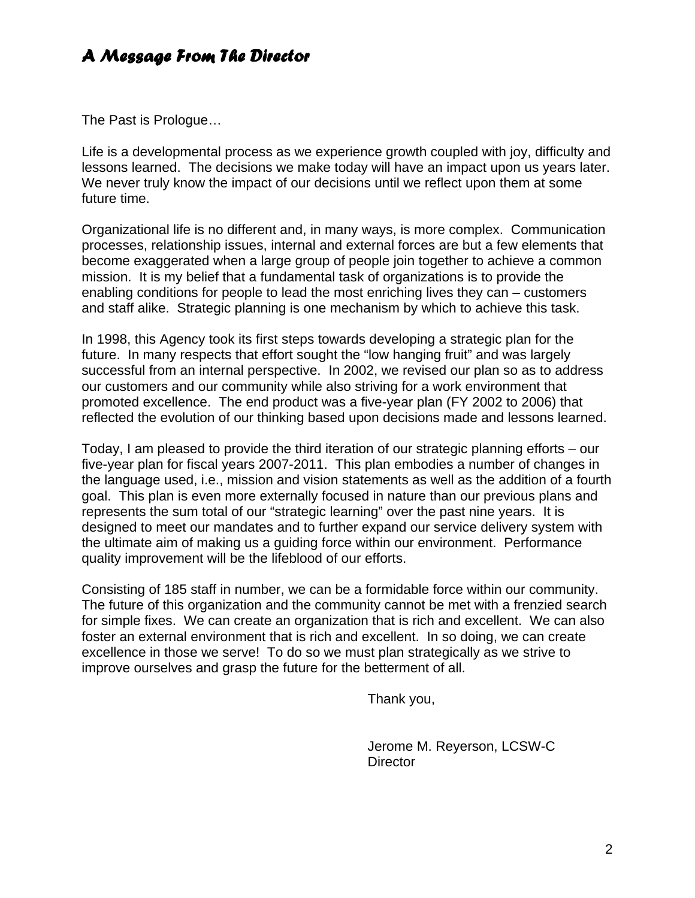# *A Message From The Director*

The Past is Prologue…

Life is a developmental process as we experience growth coupled with joy, difficulty and lessons learned. The decisions we make today will have an impact upon us years later. We never truly know the impact of our decisions until we reflect upon them at some future time.

Organizational life is no different and, in many ways, is more complex. Communication processes, relationship issues, internal and external forces are but a few elements that become exaggerated when a large group of people join together to achieve a common mission. It is my belief that a fundamental task of organizations is to provide the enabling conditions for people to lead the most enriching lives they can – customers and staff alike. Strategic planning is one mechanism by which to achieve this task.

In 1998, this Agency took its first steps towards developing a strategic plan for the future. In many respects that effort sought the "low hanging fruit" and was largely successful from an internal perspective. In 2002, we revised our plan so as to address our customers and our community while also striving for a work environment that promoted excellence. The end product was a five-year plan (FY 2002 to 2006) that reflected the evolution of our thinking based upon decisions made and lessons learned.

Today, I am pleased to provide the third iteration of our strategic planning efforts – our five-year plan for fiscal years 2007-2011. This plan embodies a number of changes in the language used, i.e., mission and vision statements as well as the addition of a fourth goal. This plan is even more externally focused in nature than our previous plans and represents the sum total of our "strategic learning" over the past nine years. It is designed to meet our mandates and to further expand our service delivery system with the ultimate aim of making us a guiding force within our environment. Performance quality improvement will be the lifeblood of our efforts.

Consisting of 185 staff in number, we can be a formidable force within our community. The future of this organization and the community cannot be met with a frenzied search for simple fixes. We can create an organization that is rich and excellent. We can also foster an external environment that is rich and excellent. In so doing, we can create excellence in those we serve! To do so we must plan strategically as we strive to improve ourselves and grasp the future for the betterment of all.

Thank you,

Jerome M. Reyerson, LCSW-C
Director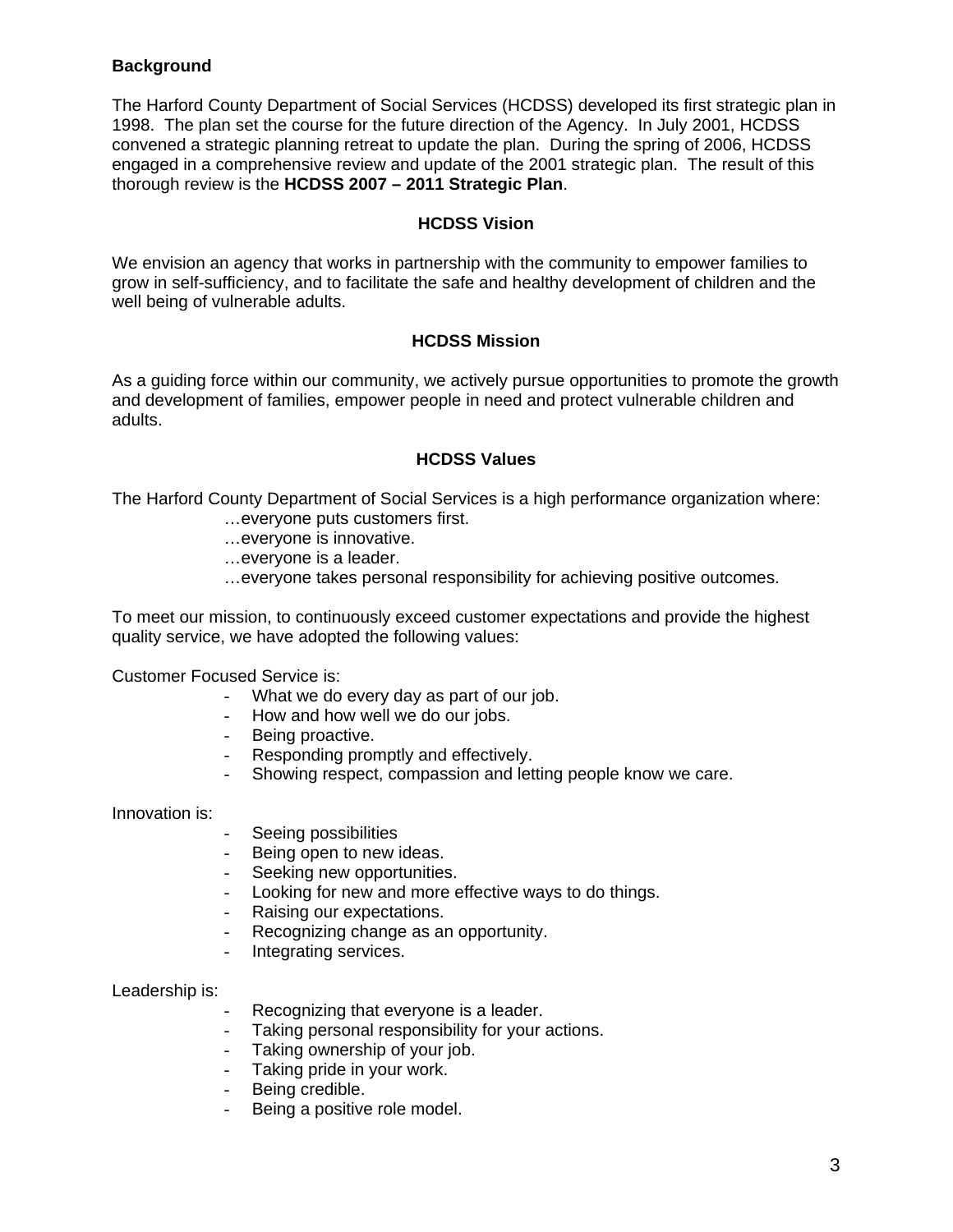## Background

The Harford County Department of Social Services (HCDSS) developed its first strategic plan in 1998. The plan set the course for the future direction of the Agency. In July 2001, HCDSS convened a strategic planning retreat to update the plan. During the spring of 2006, HCDSS engaged in a comprehensive review and update of the 2001 strategic plan. The result of this thorough review is the **HCDSS 2007 – 2011 Strategic Plan**.

## HCDSS Vision

We envision an agency that works in partnership with the community to empower families to grow in self-sufficiency, and to facilitate the safe and healthy development of children and the well being of vulnerable adults.

## HCDSS Mission

As a guiding force within our community, we actively pursue opportunities to promote the growth and development of families, empower people in need and protect vulnerable children and adults.

## HCDSS Values

The Harford County Department of Social Services is a high performance organization where:

…everyone puts customers first.
…everyone is innovative.
…everyone is a leader.
…everyone takes personal responsibility for achieving positive outcomes.

To meet our mission, to continuously exceed customer expectations and provide the highest quality service, we have adopted the following values:

Customer Focused Service is:

- What we do every day as part of our job.
- How and how well we do our jobs.
- Being proactive.
- Responding promptly and effectively.
- Showing respect, compassion and letting people know we care.

Innovation is:

- Seeing possibilities
- Being open to new ideas.
- Seeking new opportunities.
- Looking for new and more effective ways to do things.
- Raising our expectations.
- Recognizing change as an opportunity.
- Integrating services.

Leadership is:

- Recognizing that everyone is a leader.
- Taking personal responsibility for your actions.
- Taking ownership of your job.
- Taking pride in your work.
- Being credible.
- Being a positive role model.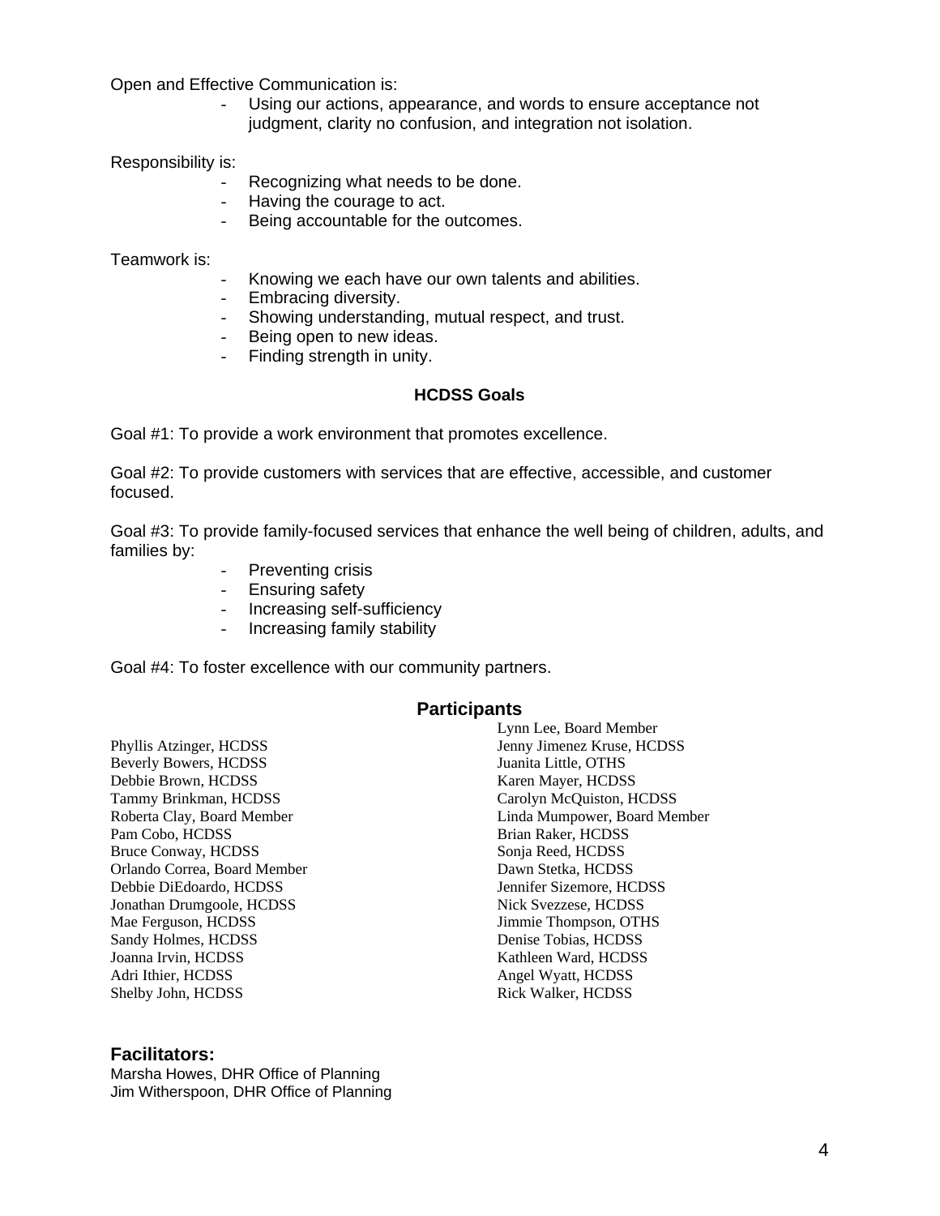Open and Effective Communication is:

- Using our actions, appearance, and words to ensure acceptance not judgment, clarity no confusion, and integration not isolation.

Responsibility is:

- Recognizing what needs to be done.
- Having the courage to act.
- Being accountable for the outcomes.

Teamwork is:

- Knowing we each have our own talents and abilities.
- Embracing diversity.
- Showing understanding, mutual respect, and trust.
- Being open to new ideas.
- Finding strength in unity.

### HCDSS Goals

Goal #1: To provide a work environment that promotes excellence.

Goal #2: To provide customers with services that are effective, accessible, and customer focused.

Goal #3: To provide family-focused services that enhance the well being of children, adults, and families by:

- Preventing crisis
- Ensuring safety
- Increasing self-sufficiency
- Increasing family stability

Goal #4: To foster excellence with our community partners.

## Participants

Phyllis Atzinger, HCDSS
Beverly Bowers, HCDSS
Debbie Brown, HCDSS
Tammy Brinkman, HCDSS
Roberta Clay, Board Member
Pam Cobo, HCDSS
Bruce Conway, HCDSS
Orlando Correa, Board Member
Debbie DiEdoardo, HCDSS
Jonathan Drumgoole, HCDSS
Mae Ferguson, HCDSS
Sandy Holmes, HCDSS
Joanna Irvin, HCDSS
Adri Ithier, HCDSS
Shelby John, HCDSS
Lynn Lee, Board Member
Jenny Jimenez Kruse, HCDSS
Juanita Little, OTHS
Karen Mayer, HCDSS
Carolyn McQuiston, HCDSS
Linda Mumpower, Board Member
Brian Raker, HCDSS
Sonja Reed, HCDSS
Dawn Stetka, HCDSS
Jennifer Sizemore, HCDSS
Nick Svezzese, HCDSS
Jimmie Thompson, OTHS
Denise Tobias, HCDSS
Kathleen Ward, HCDSS
Angel Wyatt, HCDSS
Rick Walker, HCDSS

## Facilitators:

Marsha Howes, DHR Office of Planning
Jim Witherspoon, DHR Office of Planning